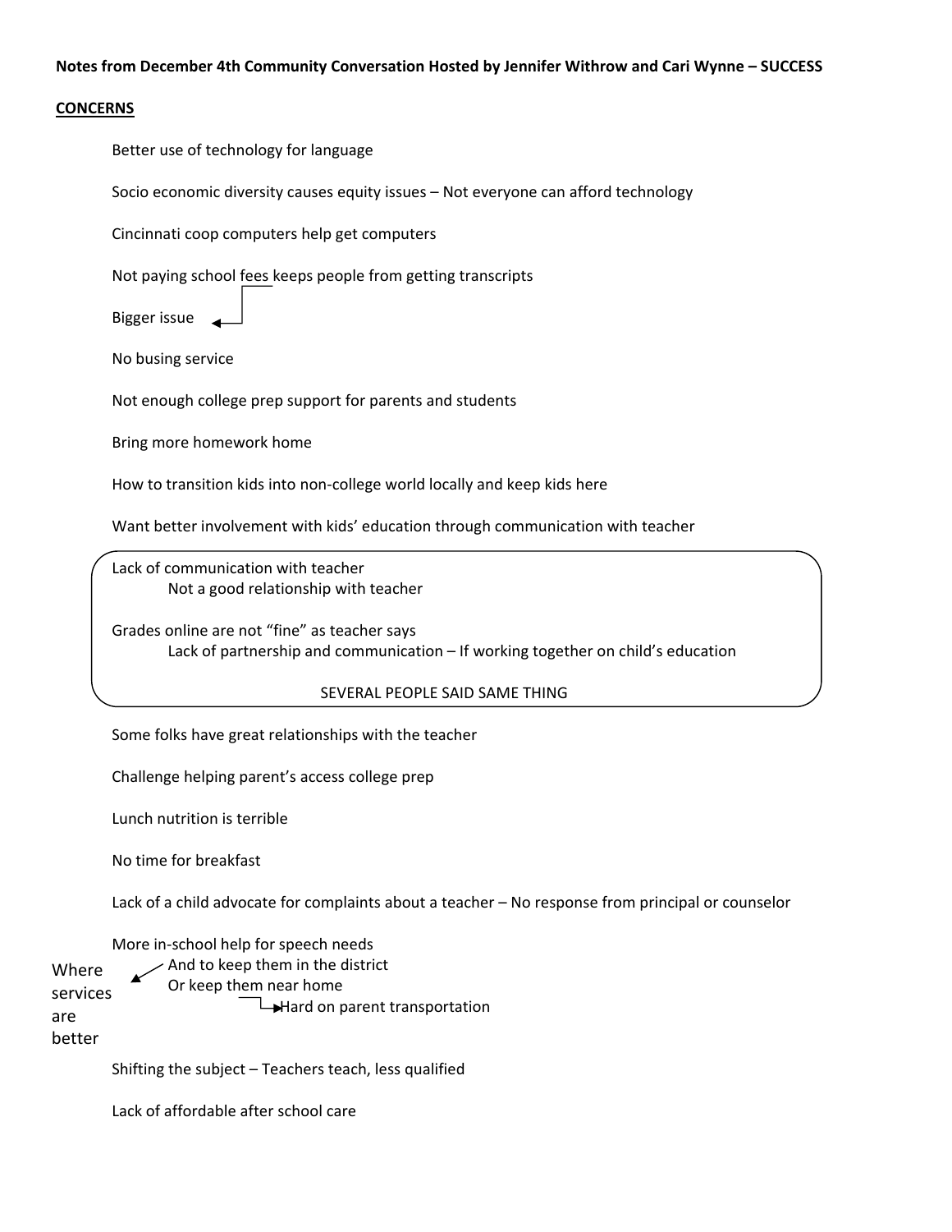**Notes from December 4th Community Conversation Hosted by Jennifer Withrow and Cari Wynne – SUCCESS**

**CONCERNS**

Better use of technology for language

Socio economic diversity causes equity issues – Not everyone can afford technology

Cincinnati coop computers help get computers

Not paying school fees keeps people from getting transcripts

Bigger issue

No busing service

Not enough college prep support for parents and students

Bring more homework home

How to transition kids into non-college world locally and keep kids here

Want better involvement with kids' education through communication with teacher

Lack of communication with teacher
- Not a good relationship with teacher

Grades online are not "fine" as teacher says
- Lack of partnership and communication – If working together on child's education

SEVERAL PEOPLE SAID SAME THING

Some folks have great relationships with the teacher

Challenge helping parent's access college prep

Lunch nutrition is terrible

No time for breakfast

Lack of a child advocate for complaints about a teacher – No response from principal or counselor

More in-school help for speech needs
- And to keep them in the district
- Or keep them near home
  - Hard on parent transportation

Where services are better

Shifting the subject – Teachers teach, less qualified

Lack of affordable after school care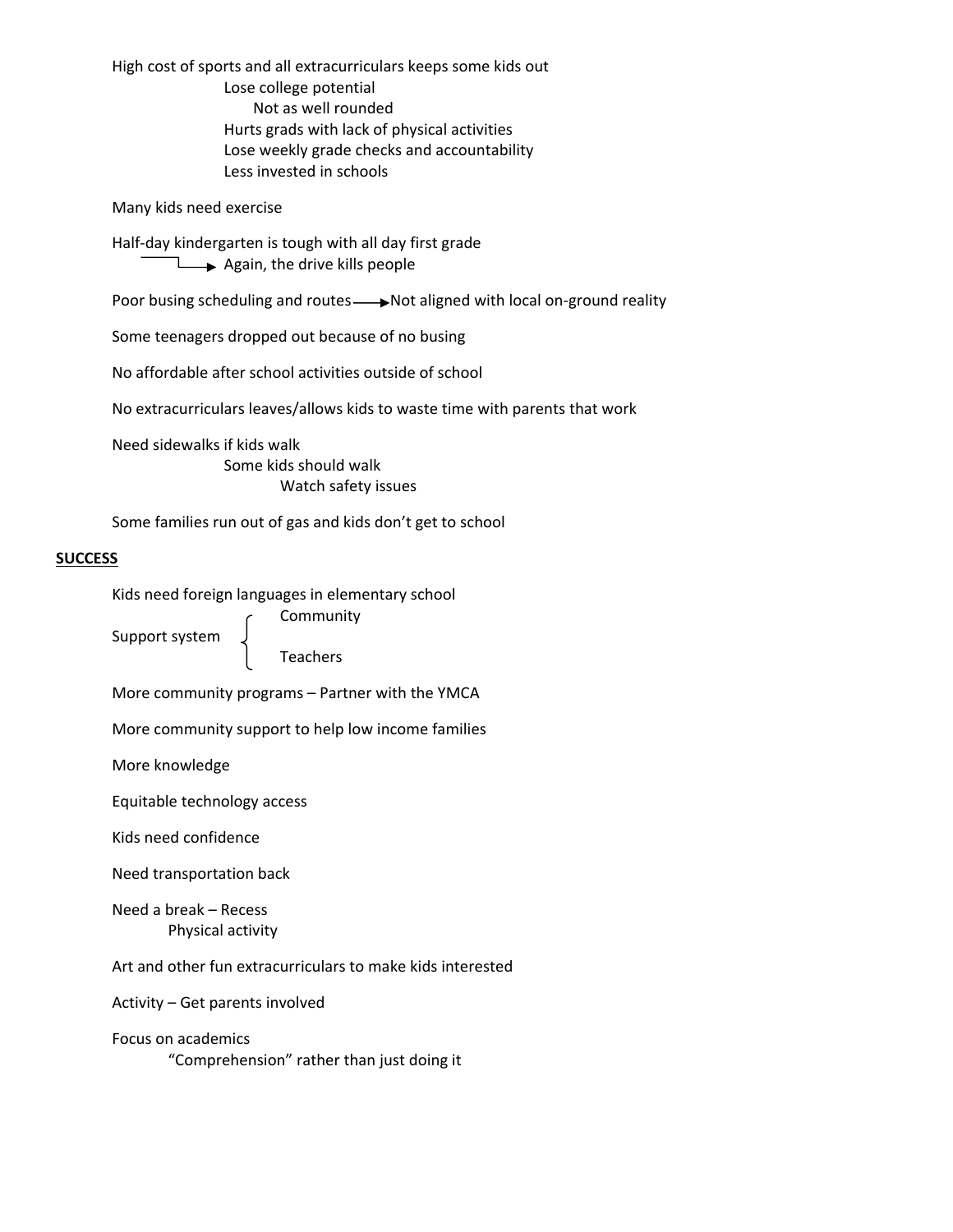- High cost of sports and all extracurriculars keeps some kids out
  - Lose college potential
    - Not as well rounded
  - Hurts grads with lack of physical activities
  - Lose weekly grade checks and accountability
  - Less invested in schools

- Many kids need exercise

- Half-day kindergarten is tough with all day first grade
  - → Again, the drive kills people

- Poor busing scheduling and routes → Not aligned with local on-ground reality

- Some teenagers dropped out because of no busing

- No affordable after school activities outside of school

- No extracurriculars leaves/allows kids to waste time with parents that work

- Need sidewalks if kids walk
  - Some kids should walk
    - Watch safety issues

- Some families run out of gas and kids don't get to school

**SUCCESS**

- Kids need foreign languages in elementary school

- Support system
  - Community
  - Teachers

- More community programs – Partner with the YMCA

- More community support to help low income families

- More knowledge

- Equitable technology access

- Kids need confidence

- Need transportation back

- Need a break – Recess
  - Physical activity

- Art and other fun extracurriculars to make kids interested

- Activity – Get parents involved

- Focus on academics
  - "Comprehension" rather than just doing it